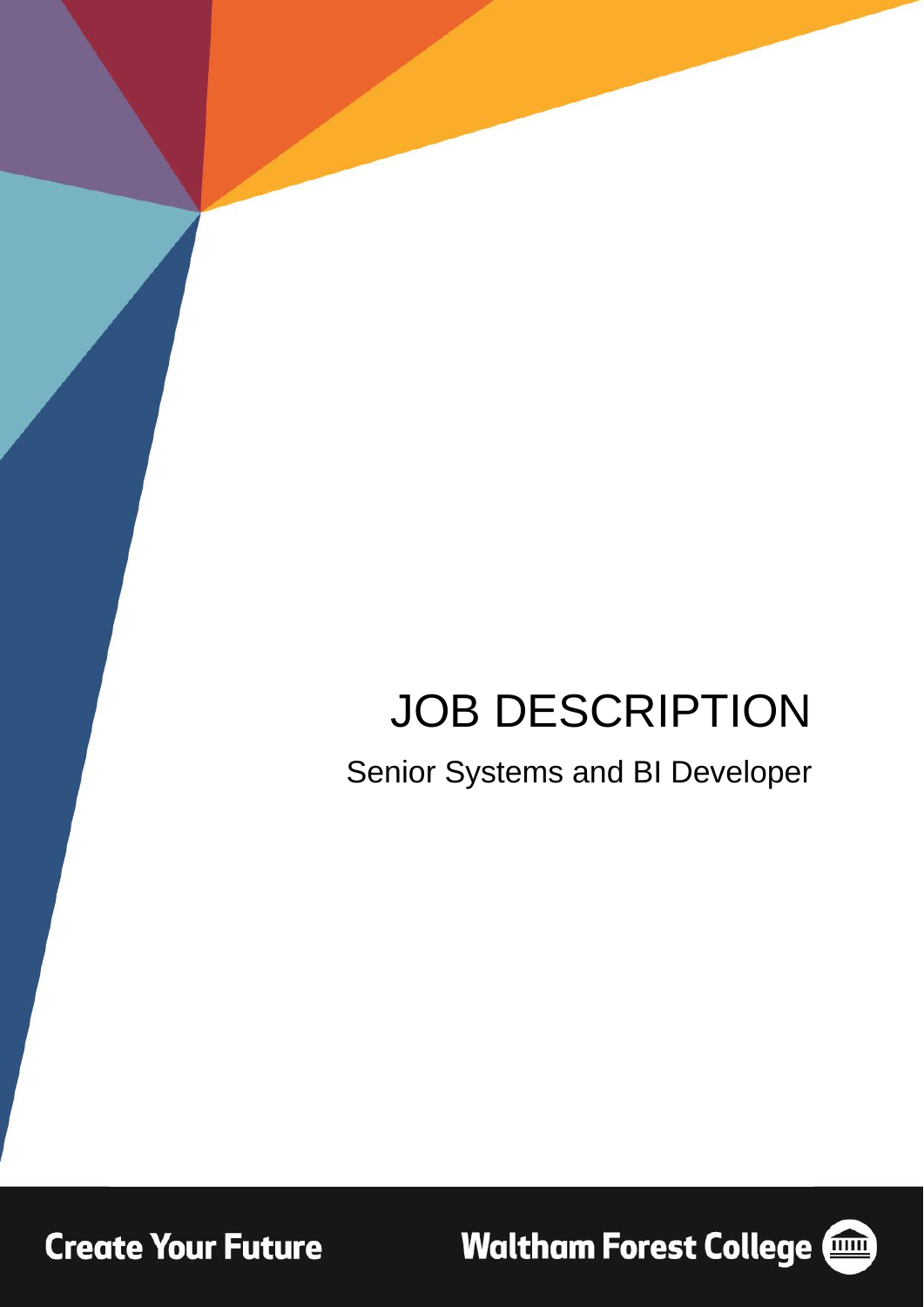# JOB DESCRIPTION

## Senior Systems and BI Developer

Create Your Future

Waltham Forest College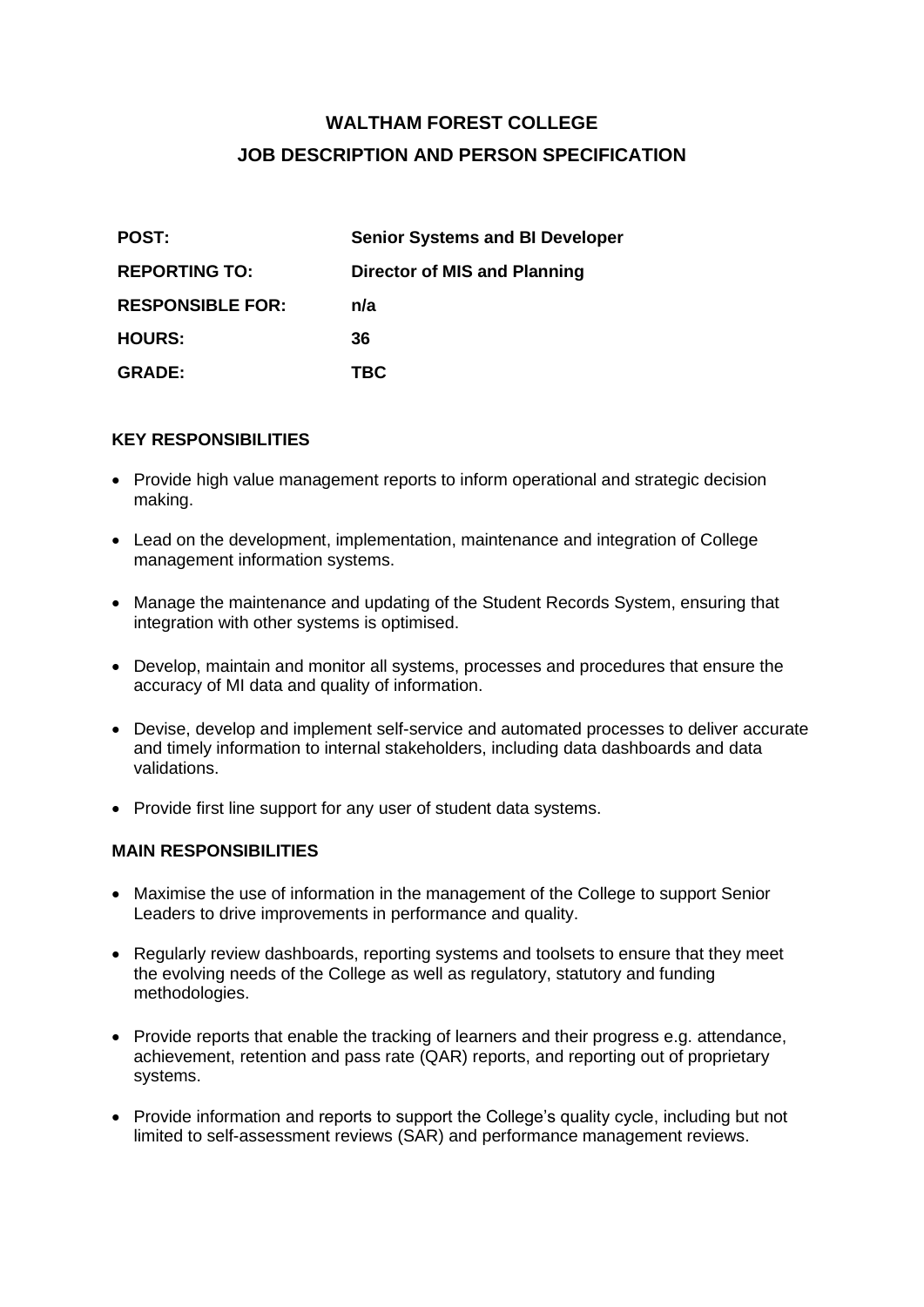# WALTHAM FOREST COLLEGE
# JOB DESCRIPTION AND PERSON SPECIFICATION

| | |
|---|---|
| **POST:** | **Senior Systems and BI Developer** |
| **REPORTING TO:** | **Director of MIS and Planning** |
| **RESPONSIBLE FOR:** | **n/a** |
| **HOURS:** | **36** |
| **GRADE:** | **TBC** |

## KEY RESPONSIBILITIES

- Provide high value management reports to inform operational and strategic decision making.
- Lead on the development, implementation, maintenance and integration of College management information systems.
- Manage the maintenance and updating of the Student Records System, ensuring that integration with other systems is optimised.
- Develop, maintain and monitor all systems, processes and procedures that ensure the accuracy of MI data and quality of information.
- Devise, develop and implement self-service and automated processes to deliver accurate and timely information to internal stakeholders, including data dashboards and data validations.
- Provide first line support for any user of student data systems.

## MAIN RESPONSIBILITIES

- Maximise the use of information in the management of the College to support Senior Leaders to drive improvements in performance and quality.
- Regularly review dashboards, reporting systems and toolsets to ensure that they meet the evolving needs of the College as well as regulatory, statutory and funding methodologies.
- Provide reports that enable the tracking of learners and their progress e.g. attendance, achievement, retention and pass rate (QAR) reports, and reporting out of proprietary systems.
- Provide information and reports to support the College's quality cycle, including but not limited to self-assessment reviews (SAR) and performance management reviews.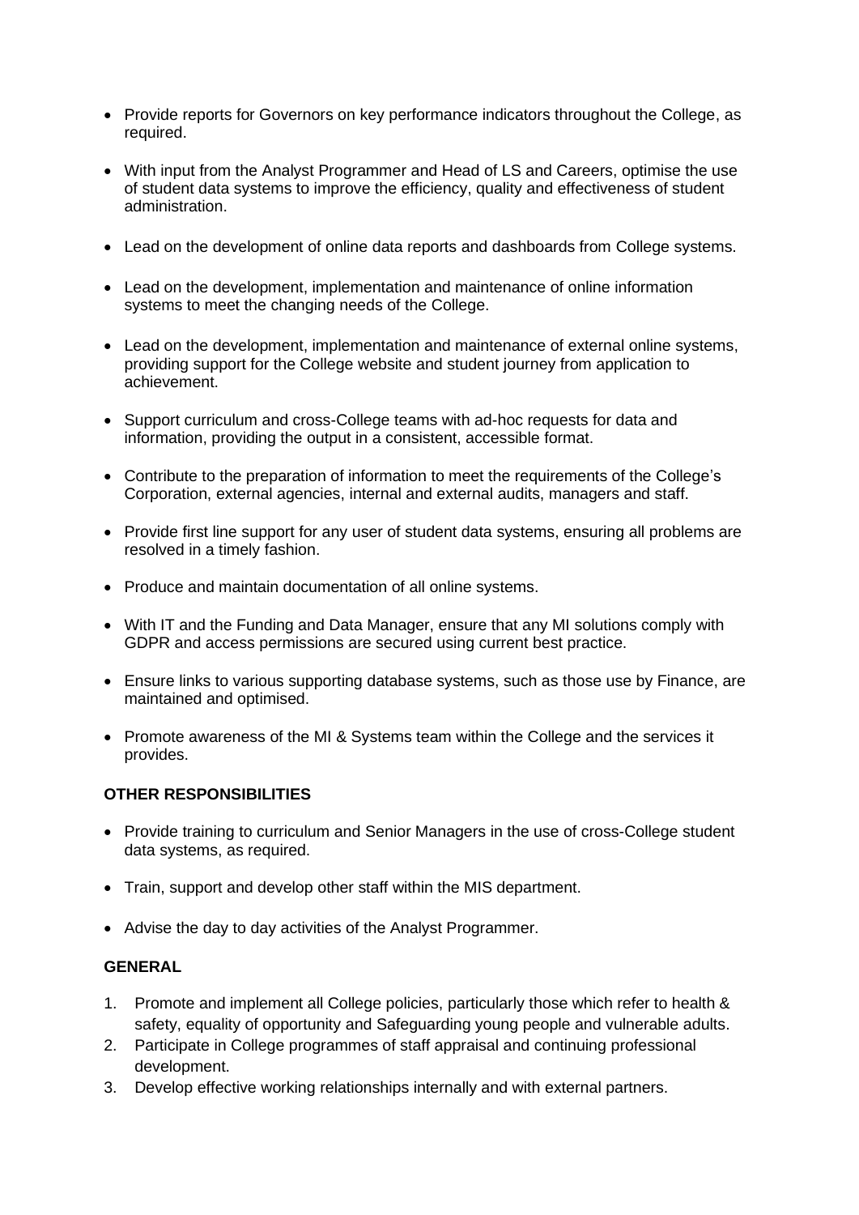- Provide reports for Governors on key performance indicators throughout the College, as required.
- With input from the Analyst Programmer and Head of LS and Careers, optimise the use of student data systems to improve the efficiency, quality and effectiveness of student administration.
- Lead on the development of online data reports and dashboards from College systems.
- Lead on the development, implementation and maintenance of online information systems to meet the changing needs of the College.
- Lead on the development, implementation and maintenance of external online systems, providing support for the College website and student journey from application to achievement.
- Support curriculum and cross-College teams with ad-hoc requests for data and information, providing the output in a consistent, accessible format.
- Contribute to the preparation of information to meet the requirements of the College's Corporation, external agencies, internal and external audits, managers and staff.
- Provide first line support for any user of student data systems, ensuring all problems are resolved in a timely fashion.
- Produce and maintain documentation of all online systems.
- With IT and the Funding and Data Manager, ensure that any MI solutions comply with GDPR and access permissions are secured using current best practice.
- Ensure links to various supporting database systems, such as those use by Finance, are maintained and optimised.
- Promote awareness of the MI & Systems team within the College and the services it provides.

**OTHER RESPONSIBILITIES**

- Provide training to curriculum and Senior Managers in the use of cross-College student data systems, as required.
- Train, support and develop other staff within the MIS department.
- Advise the day to day activities of the Analyst Programmer.

**GENERAL**

1. Promote and implement all College policies, particularly those which refer to health & safety, equality of opportunity and Safeguarding young people and vulnerable adults.
2. Participate in College programmes of staff appraisal and continuing professional development.
3. Develop effective working relationships internally and with external partners.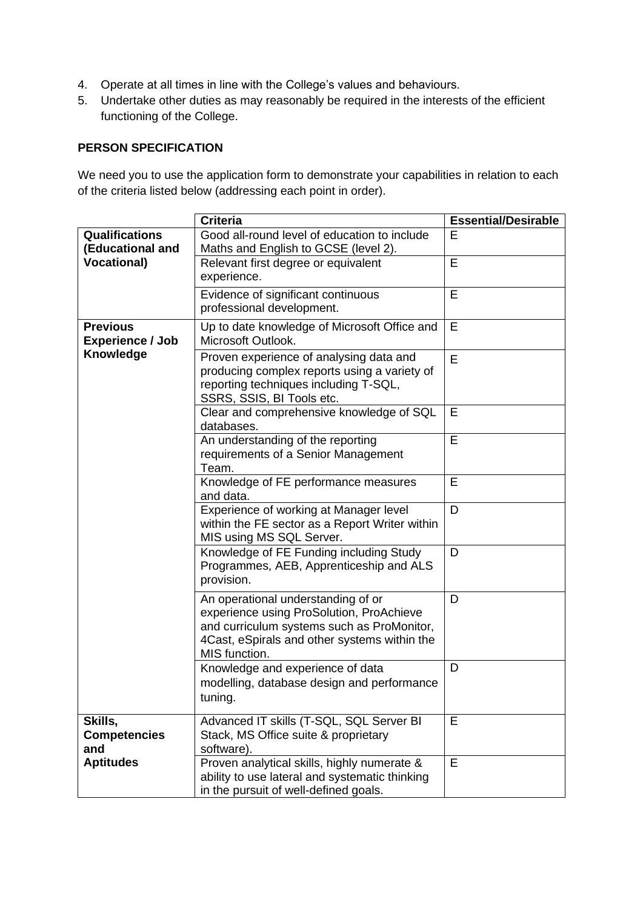4. Operate at all times in line with the College's values and behaviours.
5. Undertake other duties as may reasonably be required in the interests of the efficient functioning of the College.

**PERSON SPECIFICATION**

We need you to use the application form to demonstrate your capabilities in relation to each of the criteria listed below (addressing each point in order).

| | Criteria | Essential/Desirable |
|---|---|---|
| **Qualifications (Educational and Vocational)** | Good all-round level of education to include Maths and English to GCSE (level 2). | E |
| | Relevant first degree or equivalent experience. | E |
| | Evidence of significant continuous professional development. | E |
| **Previous Experience / Job Knowledge** | Up to date knowledge of Microsoft Office and Microsoft Outlook. | E |
| | Proven experience of analysing data and producing complex reports using a variety of reporting techniques including T-SQL, SSRS, SSIS, BI Tools etc. | E |
| | Clear and comprehensive knowledge of SQL databases. | E |
| | An understanding of the reporting requirements of a Senior Management Team. | E |
| | Knowledge of FE performance measures and data. | E |
| | Experience of working at Manager level within the FE sector as a Report Writer within MIS using MS SQL Server. | D |
| | Knowledge of FE Funding including Study Programmes, AEB, Apprenticeship and ALS provision. | D |
| | An operational understanding of or experience using ProSolution, ProAchieve and curriculum systems such as ProMonitor, 4Cast, eSpirals and other systems within the MIS function. | D |
| | Knowledge and experience of data modelling, database design and performance tuning. | D |
| **Skills, Competencies and Aptitudes** | Advanced IT skills (T-SQL, SQL Server BI Stack, MS Office suite & proprietary software). | E |
| | Proven analytical skills, highly numerate & ability to use lateral and systematic thinking in the pursuit of well-defined goals. | E |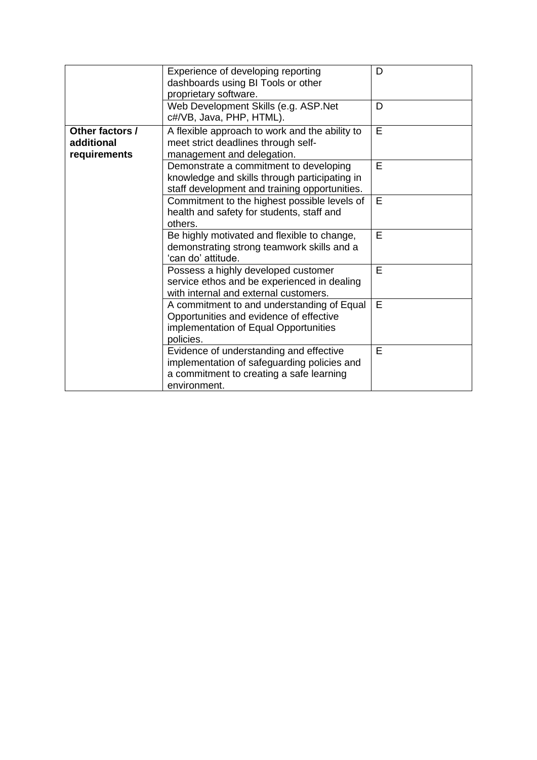| | | |
|---|---|---|
| | Experience of developing reporting dashboards using BI Tools or other proprietary software. | D |
| | Web Development Skills (e.g. ASP.Net c#/VB, Java, PHP, HTML). | D |
| **Other factors / additional requirements** | A flexible approach to work and the ability to meet strict deadlines through self-management and delegation. | E |
| | Demonstrate a commitment to developing knowledge and skills through participating in staff development and training opportunities. | E |
| | Commitment to the highest possible levels of health and safety for students, staff and others. | E |
| | Be highly motivated and flexible to change, demonstrating strong teamwork skills and a 'can do' attitude. | E |
| | Possess a highly developed customer service ethos and be experienced in dealing with internal and external customers. | E |
| | A commitment to and understanding of Equal Opportunities and evidence of effective implementation of Equal Opportunities policies. | E |
| | Evidence of understanding and effective implementation of safeguarding policies and a commitment to creating a safe learning environment. | E |